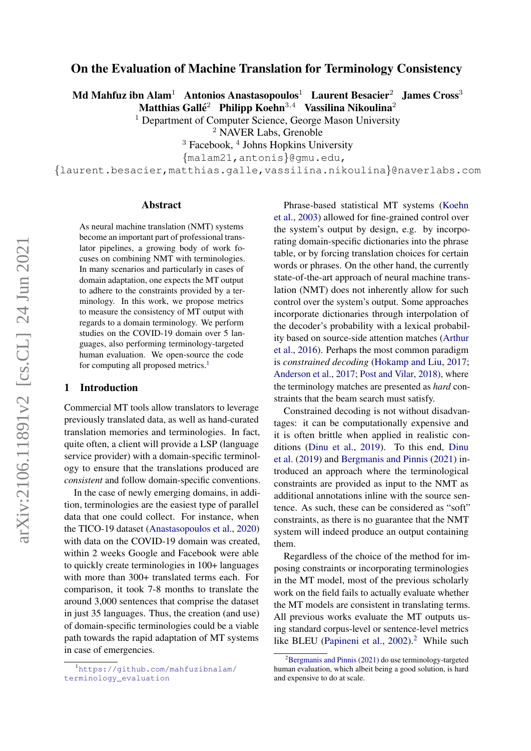# On the Evaluation of Machine Translation for Terminology Consistency

**Md Mahfuz ibn Alam**[1] **Antonios Anastasopoulos**[1] **Laurent Besacier**[2] **James Cross**[3] **Matthias Gallé**[2] **Philipp Koehn**[3,4] **Vassilina Nikoulina**[2]

[1] Department of Computer Science, George Mason University
[2] NAVER Labs, Grenoble
[3] Facebook, [4] Johns Hopkins University

{malam21,antonis}@gmu.edu,
{laurent.besacier,matthias.galle,vassilina.nikoulina}@naverlabs.com

## Abstract

As neural machine translation (NMT) systems become an important part of professional translator pipelines, a growing body of work focuses on combining NMT with terminologies. In many scenarios and particularly in cases of domain adaptation, one expects the MT output to adhere to the constraints provided by a terminology. In this work, we propose metrics to measure the consistency of MT output with regards to a domain terminology. We perform studies on the COVID-19 domain over 5 languages, also performing terminology-targeted human evaluation. We open-source the code for computing all proposed metrics.[1]

## 1 Introduction

Commercial MT tools allow translators to leverage previously translated data, as well as hand-curated translation memories and terminologies. In fact, quite often, a client will provide a LSP (language service provider) with a domain-specific terminology to ensure that the translations produced are *consistent* and follow domain-specific conventions.

In the case of newly emerging domains, in addition, terminologies are the easiest type of parallel data that one could collect. For instance, when the TICO-19 dataset (Anastasopoulos et al., 2020) with data on the COVID-19 domain was created, within 2 weeks Google and Facebook were able to quickly create terminologies in 100+ languages with more than 300+ translated terms each. For comparison, it took 7-8 months to translate the around 3,000 sentences that comprise the dataset in just 35 languages. Thus, the creation (and use) of domain-specific terminologies could be a viable path towards the rapid adaptation of MT systems in case of emergencies.

Phrase-based statistical MT systems (Koehn et al., 2003) allowed for fine-grained control over the system's output by design, e.g. by incorporating domain-specific dictionaries into the phrase table, or by forcing translation choices for certain words or phrases. On the other hand, the currently state-of-the-art approach of neural machine translation (NMT) does not inherently allow for such control over the system's output. Some approaches incorporate dictionaries through interpolation of the decoder's probability with a lexical probability based on source-side attention matches (Arthur et al., 2016). Perhaps the most common paradigm is *constrained decoding* (Hokamp and Liu, 2017; Anderson et al., 2017; Post and Vilar, 2018), where the terminology matches are presented as *hard* constraints that the beam search must satisfy.

Constrained decoding is not without disadvantages: it can be computationally expensive and it is often brittle when applied in realistic conditions (Dinu et al., 2019). To this end, Dinu et al. (2019) and Bergmanis and Pinnis (2021) introduced an approach where the terminological constraints are provided as input to the NMT as additional annotations inline with the source sentence. As such, these can be considered as "soft" constraints, as there is no guarantee that the NMT system will indeed produce an output containing them.

Regardless of the choice of the method for imposing constraints or incorporating terminologies in the MT model, most of the previous scholarly work on the field fails to actually evaluate whether the MT models are consistent in translating terms. All previous works evaluate the MT outputs using standard corpus-level or sentence-level metrics like BLEU (Papineni et al., 2002).[2] While such

[1] https://github.com/mahfuzibnalam/terminology_evaluation

[2] Bergmanis and Pinnis (2021) do use terminology-targeted human evaluation, which albeit being a good solution, is hard and expensive to do at scale.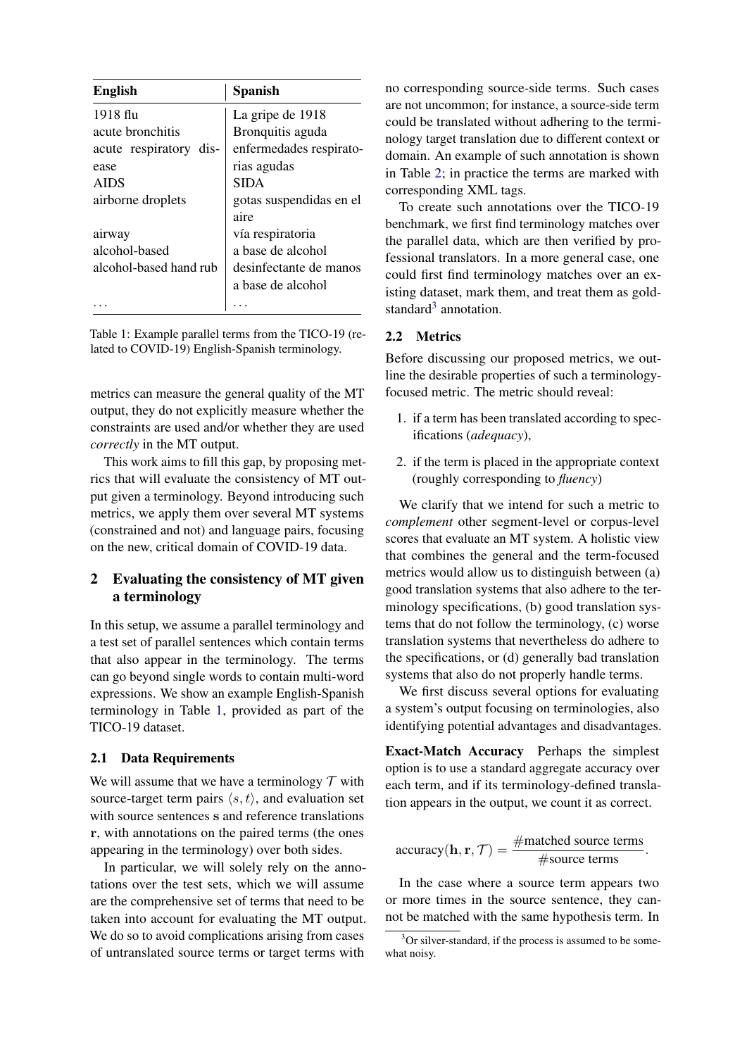| English | Spanish |
|---|---|
| 1918 flu | La gripe de 1918 |
| acute bronchitis | Bronquitis aguda |
| acute respiratory disease | enfermedades respiratorias agudas |
| AIDS | SIDA |
| airborne droplets | gotas suspendidas en el aire |
| airway | vía respiratoria |
| alcohol-based | a base de alcohol |
| alcohol-based hand rub | desinfectante de manos a base de alcohol |
| ... | ... |

Table 1: Example parallel terms from the TICO-19 (related to COVID-19) English-Spanish terminology.

metrics can measure the general quality of the MT output, they do not explicitly measure whether the constraints are used and/or whether they are used *correctly* in the MT output.

This work aims to fill this gap, by proposing metrics that will evaluate the consistency of MT output given a terminology. Beyond introducing such metrics, we apply them over several MT systems (constrained and not) and language pairs, focusing on the new, critical domain of COVID-19 data.

## 2 Evaluating the consistency of MT given a terminology

In this setup, we assume a parallel terminology and a test set of parallel sentences which contain terms that also appear in the terminology. The terms can go beyond single words to contain multi-word expressions. We show an example English-Spanish terminology in Table 1, provided as part of the TICO-19 dataset.

### 2.1 Data Requirements

We will assume that we have a terminology $\mathcal{T}$ with source-target term pairs $\langle s, t \rangle$, and evaluation set with source sentences $\mathbf{s}$ and reference translations $\mathbf{r}$, with annotations on the paired terms (the ones appearing in the terminology) over both sides.

In particular, we will solely rely on the annotations over the test sets, which we will assume are the comprehensive set of terms that need to be taken into account for evaluating the MT output. We do so to avoid complications arising from cases of untranslated source terms or target terms with no corresponding source-side terms. Such cases are not uncommon; for instance, a source-side term could be translated without adhering to the terminology target translation due to different context or domain. An example of such annotation is shown in Table 2; in practice the terms are marked with corresponding XML tags.

To create such annotations over the TICO-19 benchmark, we first find terminology matches over the parallel data, which are then verified by professional translators. In a more general case, one could first find terminology matches over an existing dataset, mark them, and treat them as gold-standard[3] annotation.

### 2.2 Metrics

Before discussing our proposed metrics, we outline the desirable properties of such a terminology-focused metric. The metric should reveal:

1. if a term has been translated according to specifications (*adequacy*),
2. if the term is placed in the appropriate context (roughly corresponding to *fluency*)

We clarify that we intend for such a metric to *complement* other segment-level or corpus-level scores that evaluate an MT system. A holistic view that combines the general and the term-focused metrics would allow us to distinguish between (a) good translation systems that also adhere to the terminology specifications, (b) good translation systems that do not follow the terminology, (c) worse translation systems that nevertheless do adhere to the specifications, or (d) generally bad translation systems that also do not properly handle terms.

We first discuss several options for evaluating a system's output focusing on terminologies, also identifying potential advantages and disadvantages.

**Exact-Match Accuracy** Perhaps the simplest option is to use a standard aggregate accuracy over each term, and if its terminology-defined translation appears in the output, we count it as correct.

$$\text{accuracy}(\mathbf{h}, \mathbf{r}, \mathcal{T}) = \frac{\#\text{matched source terms}}{\#\text{source terms}}.$$

In the case where a source term appears two or more times in the source sentence, they cannot be matched with the same hypothesis term. In

[3] Or silver-standard, if the process is assumed to be somewhat noisy.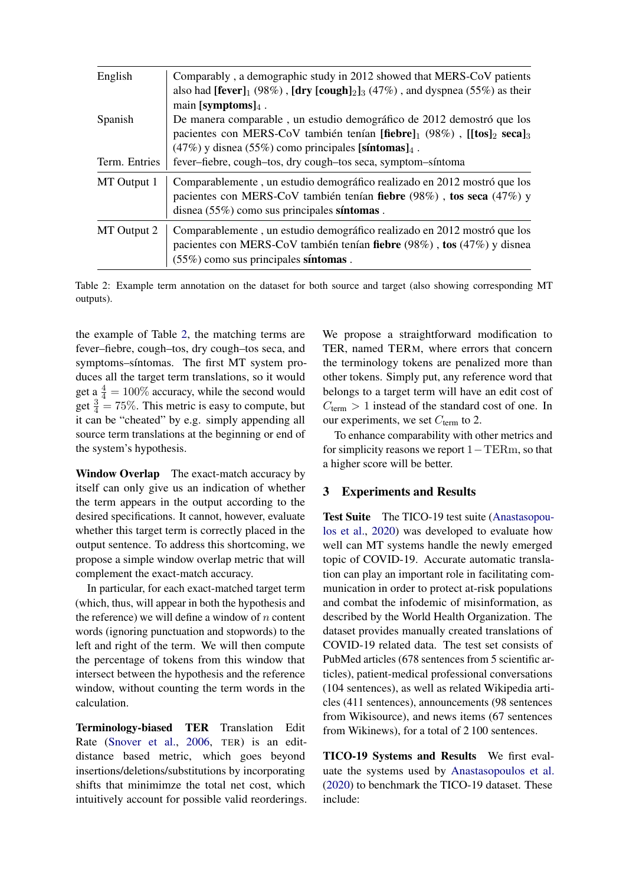| | |
|---|---|
| English | Comparably , a demographic study in 2012 showed that MERS-CoV patients also had **[fever]**$_1$ (98%) , **[dry [cough]**$_2$**]**$_3$ (47%) , and dyspnea (55%) as their main **[symptoms]**$_4$ . |
| Spanish | De manera comparable , un estudio demográfico de 2012 demostró que los pacientes con MERS-CoV también tenían **[fiebre]**$_1$ (98%) , **[[tos]**$_2$ **seca]**$_3$ (47%) y disnea (55%) como principales **[síntomas]**$_4$ . |
| Term. Entries | fever–fiebre, cough–tos, dry cough–tos seca, symptom–síntoma |
| MT Output 1 | Comparablemente , un estudio demográfico realizado en 2012 mostró que los pacientes con MERS-CoV también tenían **fiebre** (98%) , **tos seca** (47%) y disnea (55%) como sus principales **síntomas** . |
| MT Output 2 | Comparablemente , un estudio demográfico realizado en 2012 mostró que los pacientes con MERS-CoV también tenían **fiebre** (98%) , **tos** (47%) y disnea (55%) como sus principales **síntomas** . |

Table 2: Example term annotation on the dataset for both source and target (also showing corresponding MT outputs).

the example of Table 2, the matching terms are fever–fiebre, cough–tos, dry cough–tos seca, and symptoms–síntomas. The first MT system produces all the target term translations, so it would get a $\frac{4}{4} = 100\%$ accuracy, while the second would get $\frac{3}{4} = 75\%$. This metric is easy to compute, but it can be "cheated" by e.g. simply appending all source term translations at the beginning or end of the system's hypothesis.

**Window Overlap** The exact-match accuracy by itself can only give us an indication of whether the term appears in the output according to the desired specifications. It cannot, however, evaluate whether this target term is correctly placed in the output sentence. To address this shortcoming, we propose a simple window overlap metric that will complement the exact-match accuracy.

In particular, for each exact-matched target term (which, thus, will appear in both the hypothesis and the reference) we will define a window of $n$ content words (ignoring punctuation and stopwords) to the left and right of the term. We will then compute the percentage of tokens from this window that intersect between the hypothesis and the reference window, without counting the term words in the calculation.

**Terminology-biased TER** Translation Edit Rate (Snover et al., 2006, TER) is an edit-distance based metric, which goes beyond insertions/deletions/substitutions by incorporating shifts that minimimze the total net cost, which intuitively account for possible valid reorderings. We propose a straightforward modification to TER, named TERM, where errors that concern the terminology tokens are penalized more than other tokens. Simply put, any reference word that belongs to a target term will have an edit cost of $C_{\text{term}} > 1$ instead of the standard cost of one. In our experiments, we set $C_{\text{term}}$ to 2.

To enhance comparability with other metrics and for simplicity reasons we report $1 - \text{TERm}$, so that a higher score will be better.

## 3 Experiments and Results

**Test Suite** The TICO-19 test suite (Anastasopoulos et al., 2020) was developed to evaluate how well can MT systems handle the newly emerged topic of COVID-19. Accurate automatic translation can play an important role in facilitating communication in order to protect at-risk populations and combat the infodemic of misinformation, as described by the World Health Organization. The dataset provides manually created translations of COVID-19 related data. The test set consists of PubMed articles (678 sentences from 5 scientific articles), patient-medical professional conversations (104 sentences), as well as related Wikipedia articles (411 sentences), announcements (98 sentences from Wikisource), and news items (67 sentences from Wikinews), for a total of 2 100 sentences.

**TICO-19 Systems and Results** We first evaluate the systems used by Anastasopoulos et al. (2020) to benchmark the TICO-19 dataset. These include: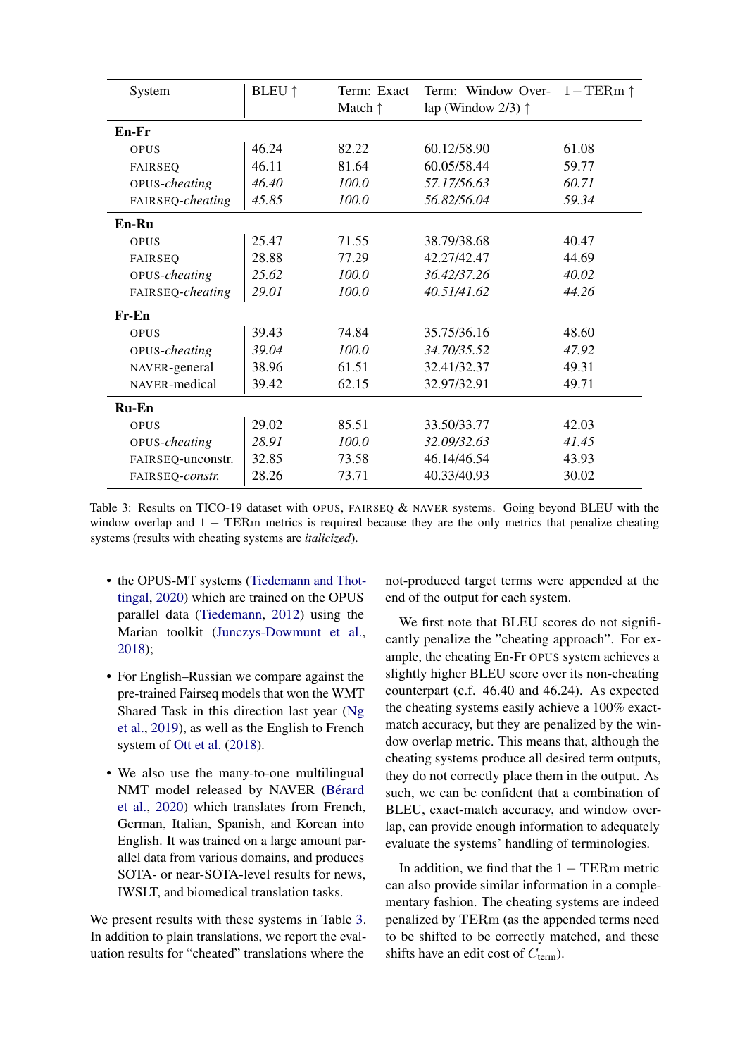| System | BLEU ↑ | Term: Exact Match ↑ | Term: Window Overlap (Window 2/3) ↑ | $1-\text{TERm}$ ↑ |
|---|---|---|---|---|
| **En-Fr** | | | | |
| OPUS | 46.24 | 82.22 | 60.12/58.90 | 61.08 |
| FAIRSEQ | 46.11 | 81.64 | 60.05/58.44 | 59.77 |
| OPUS-*cheating* | *46.40* | *100.0* | *57.17/56.63* | *60.71* |
| FAIRSEQ-*cheating* | *45.85* | *100.0* | *56.82/56.04* | *59.34* |
| **En-Ru** | | | | |
| OPUS | 25.47 | 71.55 | 38.79/38.68 | 40.47 |
| FAIRSEQ | 28.88 | 77.29 | 42.27/42.47 | 44.69 |
| OPUS-*cheating* | *25.62* | *100.0* | *36.42/37.26* | *40.02* |
| FAIRSEQ-*cheating* | *29.01* | *100.0* | *40.51/41.62* | *44.26* |
| **Fr-En** | | | | |
| OPUS | 39.43 | 74.84 | 35.75/36.16 | 48.60 |
| OPUS-*cheating* | *39.04* | *100.0* | *34.70/35.52* | *47.92* |
| NAVER-general | 38.96 | 61.51 | 32.41/32.37 | 49.31 |
| NAVER-medical | 39.42 | 62.15 | 32.97/32.91 | 49.71 |
| **Ru-En** | | | | |
| OPUS | 29.02 | 85.51 | 33.50/33.77 | 42.03 |
| OPUS-*cheating* | *28.91* | *100.0* | *32.09/32.63* | *41.45* |
| FAIRSEQ-unconstr. | 32.85 | 73.58 | 46.14/46.54 | 43.93 |
| FAIRSEQ-*constr.* | 28.26 | 73.71 | 40.33/40.93 | 30.02 |

Table 3: Results on TICO-19 dataset with OPUS, FAIRSEQ & NAVER systems. Going beyond BLEU with the window overlap and $1-\text{TERm}$ metrics is required because they are the only metrics that penalize cheating systems (results with cheating systems are *italicized*).

- the OPUS-MT systems (Tiedemann and Thottingal, 2020) which are trained on the OPUS parallel data (Tiedemann, 2012) using the Marian toolkit (Junczys-Dowmunt et al., 2018);
- For English–Russian we compare against the pre-trained Fairseq models that won the WMT Shared Task in this direction last year (Ng et al., 2019), as well as the English to French system of Ott et al. (2018).
- We also use the many-to-one multilingual NMT model released by NAVER (Bérard et al., 2020) which translates from French, German, Italian, Spanish, and Korean into English. It was trained on a large amount parallel data from various domains, and produces SOTA- or near-SOTA-level results for news, IWSLT, and biomedical translation tasks.

We present results with these systems in Table 3. In addition to plain translations, we report the evaluation results for "cheated" translations where the not-produced target terms were appended at the end of the output for each system.

We first note that BLEU scores do not significantly penalize the "cheating approach". For example, the cheating En-Fr OPUS system achieves a slightly higher BLEU score over its non-cheating counterpart (c.f. 46.40 and 46.24). As expected the cheating systems easily achieve a 100% exact-match accuracy, but they are penalized by the window overlap metric. This means that, although the cheating systems produce all desired term outputs, they do not correctly place them in the output. As such, we can be confident that a combination of BLEU, exact-match accuracy, and window overlap, can provide enough information to adequately evaluate the systems' handling of terminologies.

In addition, we find that the $1-\text{TERm}$ metric can also provide similar information in a complementary fashion. The cheating systems are indeed penalized by TERm (as the appended terms need to be shifted to be correctly matched, and these shifts have an edit cost of $C_{\text{term}}$).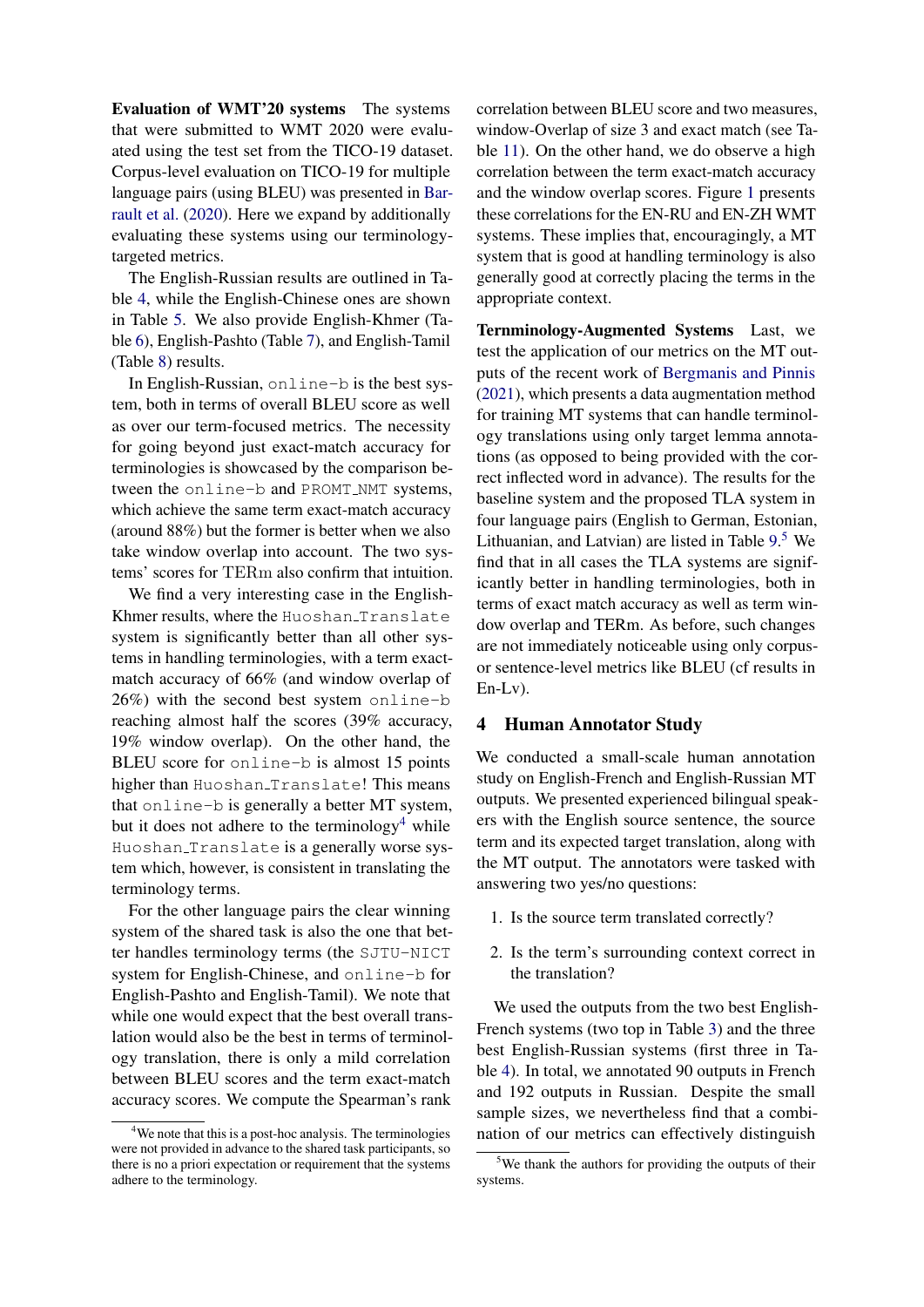**Evaluation of WMT'20 systems** The systems that were submitted to WMT 2020 were evaluated using the test set from the TICO-19 dataset. Corpus-level evaluation on TICO-19 for multiple language pairs (using BLEU) was presented in Barrault et al. (2020). Here we expand by additionally evaluating these systems using our terminology-targeted metrics.

The English-Russian results are outlined in Table 4, while the English-Chinese ones are shown in Table 5. We also provide English-Khmer (Table 6), English-Pashto (Table 7), and English-Tamil (Table 8) results.

In English-Russian, `online-b` is the best system, both in terms of overall BLEU score as well as over our term-focused metrics. The necessity for going beyond just exact-match accuracy for terminologies is showcased by the comparison between the `online-b` and `PROMT_NMT` systems, which achieve the same term exact-match accuracy (around 88%) but the former is better when we also take window overlap into account. The two systems' scores for TERm also confirm that intuition.

We find a very interesting case in the English-Khmer results, where the `Huoshan_Translate` system is significantly better than all other systems in handling terminologies, with a term exact-match accuracy of 66% (and window overlap of 26%) with the second best system `online-b` reaching almost half the scores (39% accuracy, 19% window overlap). On the other hand, the BLEU score for `online-b` is almost 15 points higher than `Huoshan_Translate`! This means that `online-b` is generally a better MT system, but it does not adhere to the terminology[4] while `Huoshan_Translate` is a generally worse system which, however, is consistent in translating the terminology terms.

For the other language pairs the clear winning system of the shared task is also the one that better handles terminology terms (the `SJTU-NICT` system for English-Chinese, and `online-b` for English-Pashto and English-Tamil). We note that while one would expect that the best overall translation would also be the best in terms of terminology translation, there is only a mild correlation between BLEU scores and the term exact-match accuracy scores. We compute the Spearman's rank correlation between BLEU score and two measures, window-Overlap of size 3 and exact match (see Table 11). On the other hand, we do observe a high correlation between the term exact-match accuracy and the window overlap scores. Figure 1 presents these correlations for the EN-RU and EN-ZH WMT systems. These implies that, encouragingly, a MT system that is good at handling terminology is also generally good at correctly placing the terms in the appropriate context.

**Ternminology-Augmented Systems** Last, we test the application of our metrics on the MT outputs of the recent work of Bergmanis and Pinnis (2021), which presents a data augmentation method for training MT systems that can handle terminology translations using only target lemma annotations (as opposed to being provided with the correct inflected word in advance). The results for the baseline system and the proposed TLA system in four language pairs (English to German, Estonian, Lithuanian, and Latvian) are listed in Table 9.[5] We find that in all cases the TLA systems are significantly better in handling terminologies, both in terms of exact match accuracy as well as term window overlap and TERm. As before, such changes are not immediately noticeable using only corpus- or sentence-level metrics like BLEU (cf results in En-Lv).

## 4 Human Annotator Study

We conducted a small-scale human annotation study on English-French and English-Russian MT outputs. We presented experienced bilingual speakers with the English source sentence, the source term and its expected target translation, along with the MT output. The annotators were tasked with answering two yes/no questions:

1. Is the source term translated correctly?
2. Is the term's surrounding context correct in the translation?

We used the outputs from the two best English-French systems (two top in Table 3) and the three best English-Russian systems (first three in Table 4). In total, we annotated 90 outputs in French and 192 outputs in Russian. Despite the small sample sizes, we nevertheless find that a combination of our metrics can effectively distinguish

[4]We note that this is a post-hoc analysis. The terminologies were not provided in advance to the shared task participants, so there is no a priori expectation or requirement that the systems adhere to the terminology.

[5]We thank the authors for providing the outputs of their systems.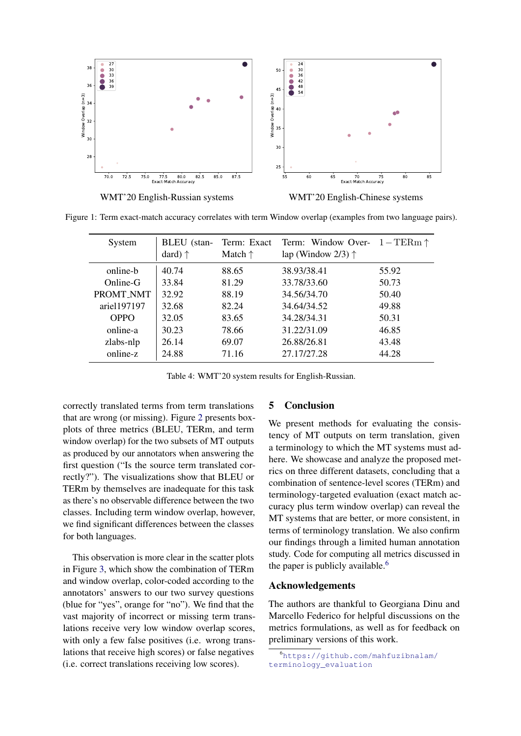WMT'20 English-Russian systems

WMT'20 English-Chinese systems

Figure 1: Term exact-match accuracy correlates with term Window overlap (examples from two language pairs).

| System | BLEU (standard) ↑ | Term: Exact Match ↑ | Term: Window Overlap (Window 2/3) ↑ | $1-$TERm ↑ |
|---|---|---|---|---|
| online-b | 40.74 | 88.65 | 38.93/38.41 | 55.92 |
| Online-G | 33.84 | 81.29 | 33.78/33.60 | 50.73 |
| PROMT_NMT | 32.92 | 88.19 | 34.56/34.70 | 50.40 |
| ariel197197 | 32.68 | 82.24 | 34.64/34.52 | 49.88 |
| OPPO | 32.05 | 83.65 | 34.28/34.31 | 50.31 |
| online-a | 30.23 | 78.66 | 31.22/31.09 | 46.85 |
| zlabs-nlp | 26.14 | 69.07 | 26.88/26.81 | 43.48 |
| online-z | 24.88 | 71.16 | 27.17/27.28 | 44.28 |

Table 4: WMT'20 system results for English-Russian.

correctly translated terms from term translations that are wrong (or missing). Figure 2 presents boxplots of three metrics (BLEU, TERm, and term window overlap) for the two subsets of MT outputs as produced by our annotators when answering the first question ("Is the source term translated correctly?"). The visualizations show that BLEU or TERm by themselves are inadequate for this task as there's no observable difference between the two classes. Including term window overlap, however, we find significant differences between the classes for both languages.

This observation is more clear in the scatter plots in Figure 3, which show the combination of TERm and window overlap, color-coded according to the annotators' answers to our two survey questions (blue for "yes", orange for "no"). We find that the vast majority of incorrect or missing term translations receive very low window overlap scores, with only a few false positives (i.e. wrong translations that receive high scores) or false negatives (i.e. correct translations receiving low scores).

## 5 Conclusion

We present methods for evaluating the consistency of MT outputs on term translation, given a terminology to which the MT systems must adhere. We showcase and analyze the proposed metrics on three different datasets, concluding that a combination of sentence-level scores (TERm) and terminology-targeted evaluation (exact match accuracy plus term window overlap) can reveal the MT systems that are better, or more consistent, in terms of terminology translation. We also confirm our findings through a limited human annotation study. Code for computing all metrics discussed in the paper is publicly available.[6]

## Acknowledgements

The authors are thankful to Georgiana Dinu and Marcello Federico for helpful discussions on the metrics formulations, as well as for feedback on preliminary versions of this work.

[6] https://github.com/mahfuzibnalam/terminology_evaluation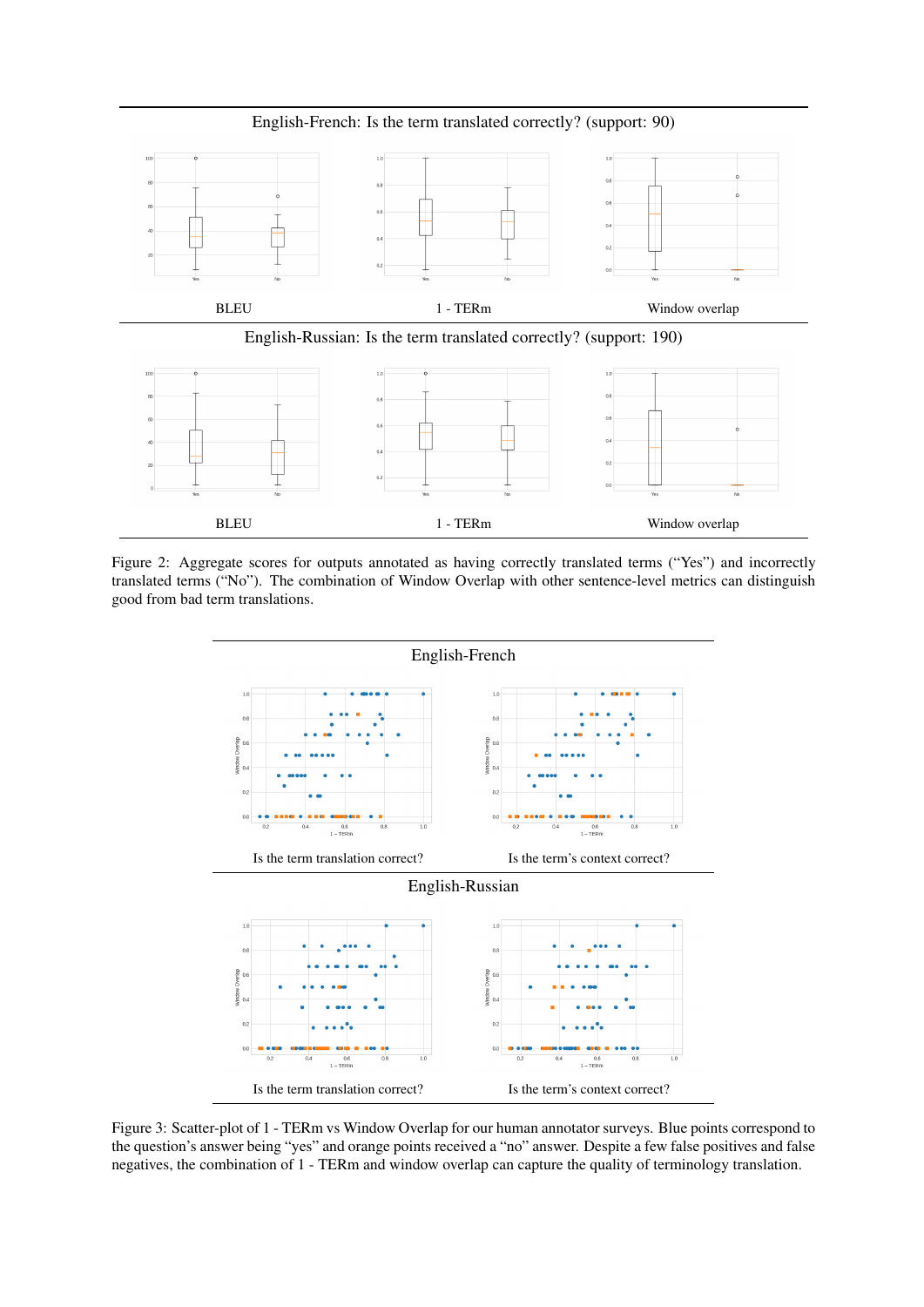English-French: Is the term translated correctly? (support: 90)

BLEU | 1 - TERm | Window overlap

English-Russian: Is the term translated correctly? (support: 190)

BLEU | 1 - TERm | Window overlap

Figure 2: Aggregate scores for outputs annotated as having correctly translated terms ("Yes") and incorrectly translated terms ("No"). The combination of Window Overlap with other sentence-level metrics can distinguish good from bad term translations.

English-French

Is the term translation correct? | Is the term's context correct?

English-Russian

Is the term translation correct? | Is the term's context correct?

Figure 3: Scatter-plot of 1 - TERm vs Window Overlap for our human annotator surveys. Blue points correspond to the question's answer being "yes" and orange points received a "no" answer. Despite a few false positives and false negatives, the combination of 1 - TERm and window overlap can capture the quality of terminology translation.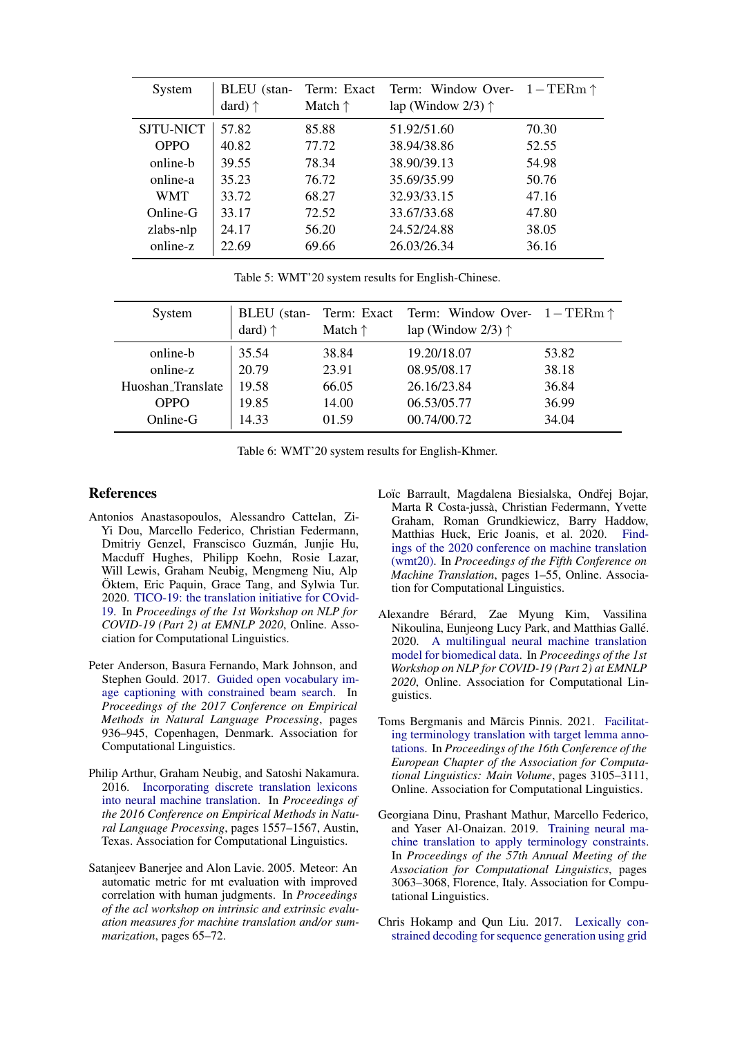| System | BLEU (standard) ↑ | Term: Exact Match ↑ | Term: Window Overlap (Window 2/3) ↑ | $1-\text{TERm}$ ↑ |
|---|---|---|---|---|
| SJTU-NICT | 57.82 | 85.88 | 51.92/51.60 | 70.30 |
| OPPO | 40.82 | 77.72 | 38.94/38.86 | 52.55 |
| online-b | 39.55 | 78.34 | 38.90/39.13 | 54.98 |
| online-a | 35.23 | 76.72 | 35.69/35.99 | 50.76 |
| WMT | 33.72 | 68.27 | 32.93/33.15 | 47.16 |
| Online-G | 33.17 | 72.52 | 33.67/33.68 | 47.80 |
| zlabs-nlp | 24.17 | 56.20 | 24.52/24.88 | 38.05 |
| online-z | 22.69 | 69.66 | 26.03/26.34 | 36.16 |

Table 5: WMT'20 system results for English-Chinese.

| System | BLEU (standard) ↑ | Term: Exact Match ↑ | Term: Window Overlap (Window 2/3) ↑ | $1-\text{TERm}$ ↑ |
|---|---|---|---|---|
| online-b | 35.54 | 38.84 | 19.20/18.07 | 53.82 |
| online-z | 20.79 | 23.91 | 08.95/08.17 | 38.18 |
| Huoshan_Translate | 19.58 | 66.05 | 26.16/23.84 | 36.84 |
| OPPO | 19.85 | 14.00 | 06.53/05.77 | 36.99 |
| Online-G | 14.33 | 01.59 | 00.74/00.72 | 34.04 |

Table 6: WMT'20 system results for English-Khmer.

## References

Antonios Anastasopoulos, Alessandro Cattelan, Zi-Yi Dou, Marcello Federico, Christian Federmann, Dmitriy Genzel, Franscisco Guzmán, Junjie Hu, Macduff Hughes, Philipp Koehn, Rosie Lazar, Will Lewis, Graham Neubig, Mengmeng Niu, Alp Öktem, Eric Paquin, Grace Tang, and Sylwia Tur. 2020. TICO-19: the translation initiative for COvid-19. In *Proceedings of the 1st Workshop on NLP for COVID-19 (Part 2) at EMNLP 2020*, Online. Association for Computational Linguistics.

Peter Anderson, Basura Fernando, Mark Johnson, and Stephen Gould. 2017. Guided open vocabulary image captioning with constrained beam search. In *Proceedings of the 2017 Conference on Empirical Methods in Natural Language Processing*, pages 936–945, Copenhagen, Denmark. Association for Computational Linguistics.

Philip Arthur, Graham Neubig, and Satoshi Nakamura. 2016. Incorporating discrete translation lexicons into neural machine translation. In *Proceedings of the 2016 Conference on Empirical Methods in Natural Language Processing*, pages 1557–1567, Austin, Texas. Association for Computational Linguistics.

Satanjeev Banerjee and Alon Lavie. 2005. Meteor: An automatic metric for mt evaluation with improved correlation with human judgments. In *Proceedings of the acl workshop on intrinsic and extrinsic evaluation measures for machine translation and/or summarization*, pages 65–72.

Loïc Barrault, Magdalena Biesialska, Ondřej Bojar, Marta R Costa-jussà, Christian Federmann, Yvette Graham, Roman Grundkiewicz, Barry Haddow, Matthias Huck, Eric Joanis, et al. 2020. Findings of the 2020 conference on machine translation (wmt20). In *Proceedings of the Fifth Conference on Machine Translation*, pages 1–55, Online. Association for Computational Linguistics.

Alexandre Bérard, Zae Myung Kim, Vassilina Nikoulina, Eunjeong Lucy Park, and Matthias Gallé. 2020. A multilingual neural machine translation model for biomedical data. In *Proceedings of the 1st Workshop on NLP for COVID-19 (Part 2) at EMNLP 2020*, Online. Association for Computational Linguistics.

Toms Bergmanis and Mārcis Pinnis. 2021. Facilitating terminology translation with target lemma annotations. In *Proceedings of the 16th Conference of the European Chapter of the Association for Computational Linguistics: Main Volume*, pages 3105–3111, Online. Association for Computational Linguistics.

Georgiana Dinu, Prashant Mathur, Marcello Federico, and Yaser Al-Onaizan. 2019. Training neural machine translation to apply terminology constraints. In *Proceedings of the 57th Annual Meeting of the Association for Computational Linguistics*, pages 3063–3068, Florence, Italy. Association for Computational Linguistics.

Chris Hokamp and Qun Liu. 2017. Lexically constrained decoding for sequence generation using grid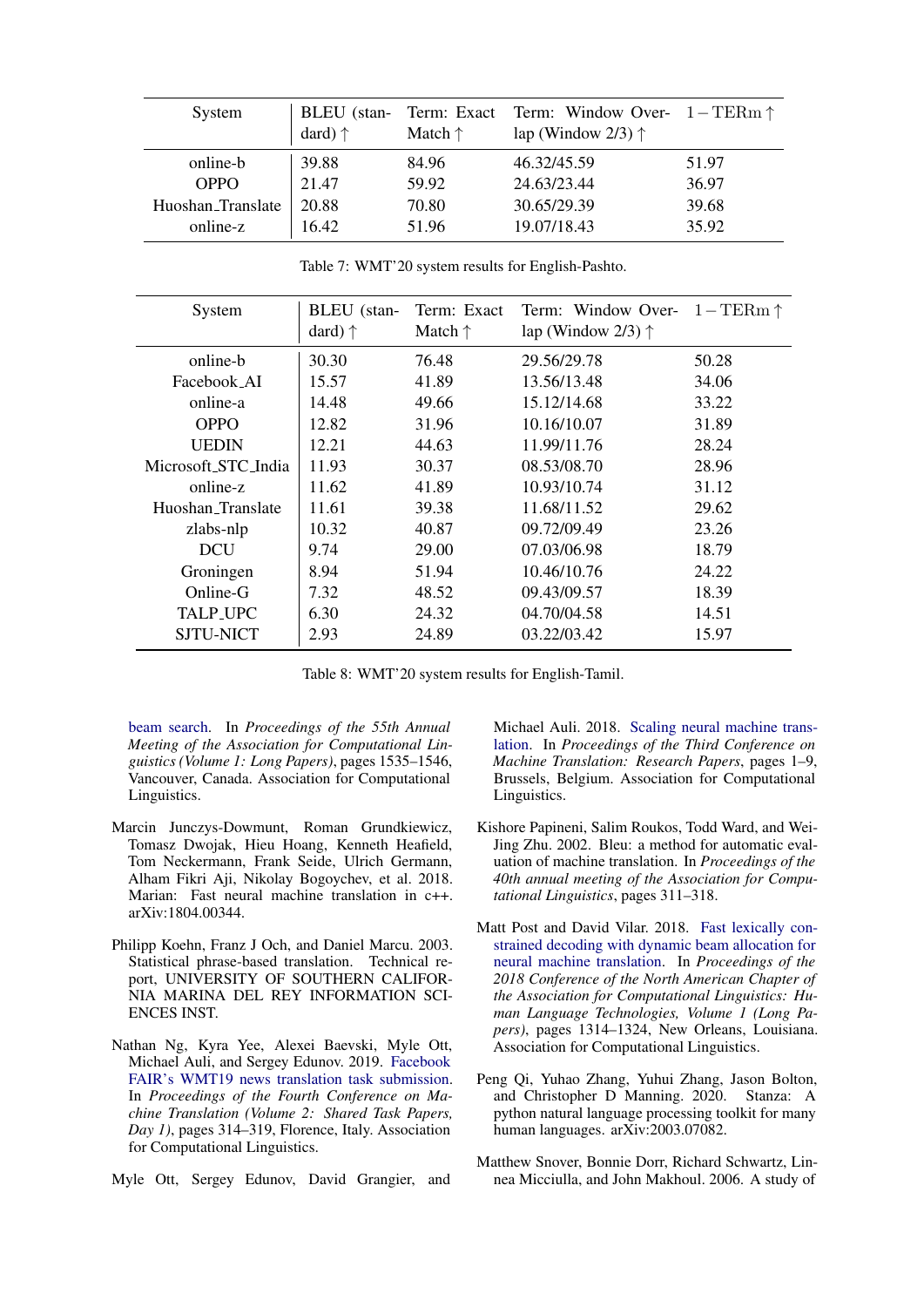| System | BLEU (standard) ↑ | Term: Exact Match ↑ | Term: Window Overlap (Window 2/3) ↑ | $1-\text{TERm}$ ↑ |
|---|---|---|---|---|
| online-b | 39.88 | 84.96 | 46.32/45.59 | 51.97 |
| OPPO | 21.47 | 59.92 | 24.63/23.44 | 36.97 |
| Huoshan_Translate | 20.88 | 70.80 | 30.65/29.39 | 39.68 |
| online-z | 16.42 | 51.96 | 19.07/18.43 | 35.92 |

Table 7: WMT'20 system results for English-Pashto.

| System | BLEU (standard) ↑ | Term: Exact Match ↑ | Term: Window Overlap (Window 2/3) ↑ | $1-\text{TERm}$ ↑ |
|---|---|---|---|---|
| online-b | 30.30 | 76.48 | 29.56/29.78 | 50.28 |
| Facebook_AI | 15.57 | 41.89 | 13.56/13.48 | 34.06 |
| online-a | 14.48 | 49.66 | 15.12/14.68 | 33.22 |
| OPPO | 12.82 | 31.96 | 10.16/10.07 | 31.89 |
| UEDIN | 12.21 | 44.63 | 11.99/11.76 | 28.24 |
| Microsoft_STC_India | 11.93 | 30.37 | 08.53/08.70 | 28.96 |
| online-z | 11.62 | 41.89 | 10.93/10.74 | 31.12 |
| Huoshan_Translate | 11.61 | 39.38 | 11.68/11.52 | 29.62 |
| zlabs-nlp | 10.32 | 40.87 | 09.72/09.49 | 23.26 |
| DCU | 9.74 | 29.00 | 07.03/06.98 | 18.79 |
| Groningen | 8.94 | 51.94 | 10.46/10.76 | 24.22 |
| Online-G | 7.32 | 48.52 | 09.43/09.57 | 18.39 |
| TALP_UPC | 6.30 | 24.32 | 04.70/04.58 | 14.51 |
| SJTU-NICT | 2.93 | 24.89 | 03.22/03.42 | 15.97 |

Table 8: WMT'20 system results for English-Tamil.

beam search. In *Proceedings of the 55th Annual Meeting of the Association for Computational Linguistics (Volume 1: Long Papers)*, pages 1535–1546, Vancouver, Canada. Association for Computational Linguistics.

Marcin Junczys-Dowmunt, Roman Grundkiewicz, Tomasz Dwojak, Hieu Hoang, Kenneth Heafield, Tom Neckermann, Frank Seide, Ulrich Germann, Alham Fikri Aji, Nikolay Bogoychev, et al. 2018. Marian: Fast neural machine translation in c++. arXiv:1804.00344.

Philipp Koehn, Franz J Och, and Daniel Marcu. 2003. Statistical phrase-based translation. Technical report, UNIVERSITY OF SOUTHERN CALIFORNIA MARINA DEL REY INFORMATION SCIENCES INST.

Nathan Ng, Kyra Yee, Alexei Baevski, Myle Ott, Michael Auli, and Sergey Edunov. 2019. Facebook FAIR's WMT19 news translation task submission. In *Proceedings of the Fourth Conference on Machine Translation (Volume 2: Shared Task Papers, Day 1)*, pages 314–319, Florence, Italy. Association for Computational Linguistics.

Myle Ott, Sergey Edunov, David Grangier, and Michael Auli. 2018. Scaling neural machine translation. In *Proceedings of the Third Conference on Machine Translation: Research Papers*, pages 1–9, Brussels, Belgium. Association for Computational Linguistics.

Kishore Papineni, Salim Roukos, Todd Ward, and Wei-Jing Zhu. 2002. Bleu: a method for automatic evaluation of machine translation. In *Proceedings of the 40th annual meeting of the Association for Computational Linguistics*, pages 311–318.

Matt Post and David Vilar. 2018. Fast lexically constrained decoding with dynamic beam allocation for neural machine translation. In *Proceedings of the 2018 Conference of the North American Chapter of the Association for Computational Linguistics: Human Language Technologies, Volume 1 (Long Papers)*, pages 1314–1324, New Orleans, Louisiana. Association for Computational Linguistics.

Peng Qi, Yuhao Zhang, Yuhui Zhang, Jason Bolton, and Christopher D Manning. 2020. Stanza: A python natural language processing toolkit for many human languages. arXiv:2003.07082.

Matthew Snover, Bonnie Dorr, Richard Schwartz, Linnea Micciulla, and John Makhoul. 2006. A study of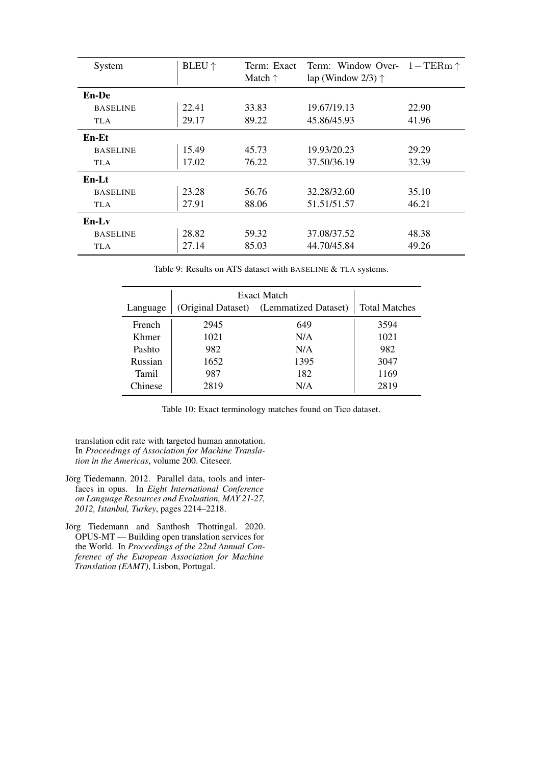| System | BLEU ↑ | Term: Exact Match ↑ | Term: Window Overlap (Window 2/3) ↑ | $1 - \text{TERm} \uparrow$ |
|---|---|---|---|---|
| **En-De** | | | | |
| BASELINE | 22.41 | 33.83 | 19.67/19.13 | 22.90 |
| TLA | 29.17 | 89.22 | 45.86/45.93 | 41.96 |
| **En-Et** | | | | |
| BASELINE | 15.49 | 45.73 | 19.93/20.23 | 29.29 |
| TLA | 17.02 | 76.22 | 37.50/36.19 | 32.39 |
| **En-Lt** | | | | |
| BASELINE | 23.28 | 56.76 | 32.28/32.60 | 35.10 |
| TLA | 27.91 | 88.06 | 51.51/51.57 | 46.21 |
| **En-Lv** | | | | |
| BASELINE | 28.82 | 59.32 | 37.08/37.52 | 48.38 |
| TLA | 27.14 | 85.03 | 44.70/45.84 | 49.26 |

Table 9: Results on ATS dataset with BASELINE & TLA systems.

| Language | Exact Match (Original Dataset) | Exact Match (Lemmatized Dataset) | Total Matches |
|---|---|---|---|
| French | 2945 | 649 | 3594 |
| Khmer | 1021 | N/A | 1021 |
| Pashto | 982 | N/A | 982 |
| Russian | 1652 | 1395 | 3047 |
| Tamil | 987 | 182 | 1169 |
| Chinese | 2819 | N/A | 2819 |

Table 10: Exact terminology matches found on Tico dataset.

translation edit rate with targeted human annotation. In *Proceedings of Association for Machine Translation in the Americas*, volume 200. Citeseer.

Jörg Tiedemann. 2012. Parallel data, tools and interfaces in opus. In *Eight International Conference on Language Resources and Evaluation, MAY 21-27, 2012, Istanbul, Turkey*, pages 2214–2218.

Jörg Tiedemann and Santhosh Thottingal. 2020. OPUS-MT — Building open translation services for the World. In *Proceedings of the 22nd Annual Conferenec of the European Association for Machine Translation (EAMT)*, Lisbon, Portugal.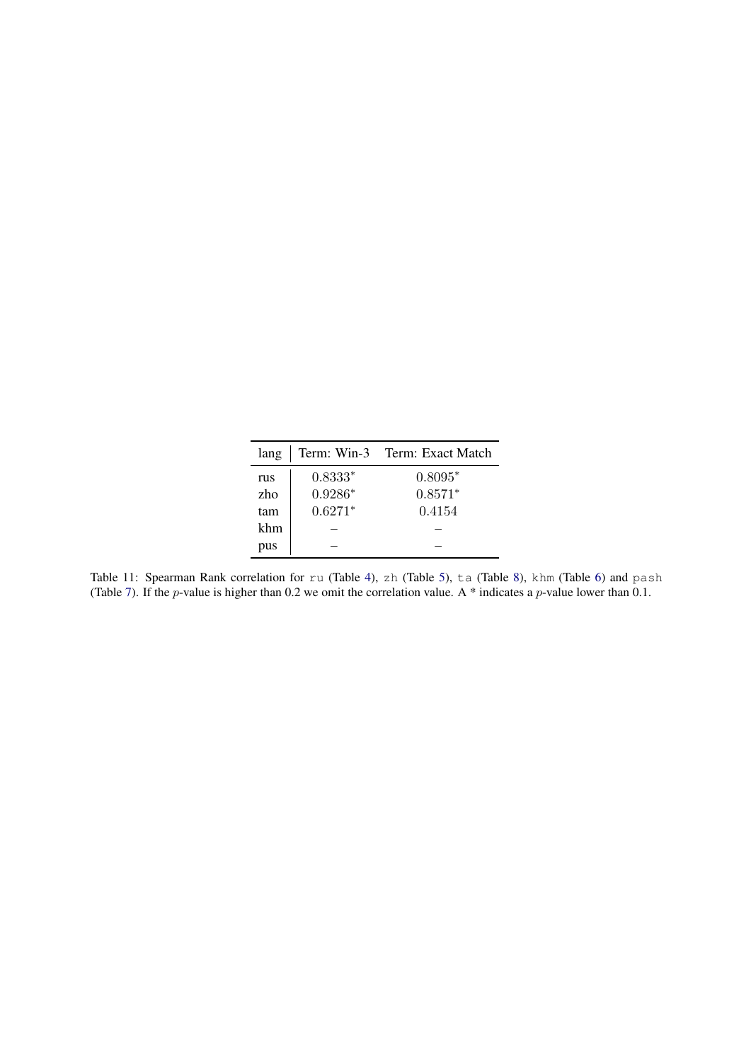| lang | Term: Win-3 | Term: Exact Match |
|---|---|---|
| rus | $0.8333^{*}$ | $0.8095^{*}$ |
| zho | $0.9286^{*}$ | $0.8571^{*}$ |
| tam | $0.6271^{*}$ | $0.4154$ |
| khm | – | – |
| pus | – | – |

Table 11: Spearman Rank correlation for `ru` (Table 4), `zh` (Table 5), `ta` (Table 8), `khm` (Table 6) and `pash` (Table 7). If the $p$-value is higher than 0.2 we omit the correlation value. A * indicates a $p$-value lower than 0.1.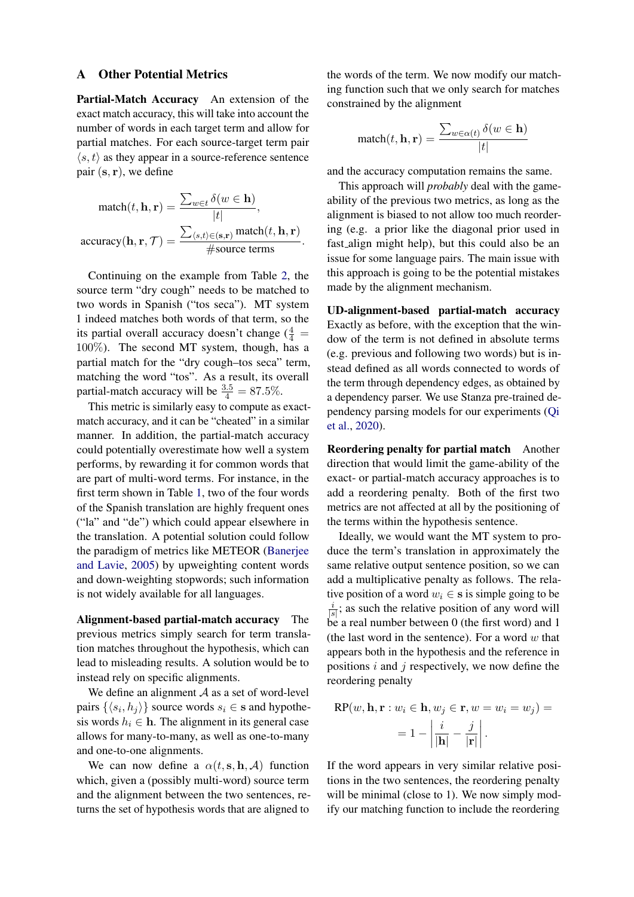## A Other Potential Metrics

**Partial-Match Accuracy** An extension of the exact match accuracy, this will take into account the number of words in each target term and allow for partial matches. For each source-target term pair $\langle s, t \rangle$ as they appear in a source-reference sentence pair $(\mathbf{s}, \mathbf{r})$, we define

$$\text{match}(t, \mathbf{h}, \mathbf{r}) = \frac{\sum_{w \in t} \delta(w \in \mathbf{h})}{|t|},$$

$$\text{accuracy}(\mathbf{h}, \mathbf{r}, \mathcal{T}) = \frac{\sum_{\langle s,t \rangle \in (\mathbf{s}, \mathbf{r})} \text{match}(t, \mathbf{h}, \mathbf{r})}{\#\text{source terms}}.$$

Continuing on the example from Table 2, the source term "dry cough" needs to be matched to two words in Spanish ("tos seca"). MT system 1 indeed matches both words of that term, so the its partial overall accuracy doesn't change ($\frac{4}{4} = 100\%$). The second MT system, though, has a partial match for the "dry cough–tos seca" term, matching the word "tos". As a result, its overall partial-match accuracy will be $\frac{3.5}{4} = 87.5\%$.

This metric is similarly easy to compute as exact-match accuracy, and it can be "cheated" in a similar manner. In addition, the partial-match accuracy could potentially overestimate how well a system performs, by rewarding it for common words that are part of multi-word terms. For instance, in the first term shown in Table 1, two of the four words of the Spanish translation are highly frequent ones ("la" and "de") which could appear elsewhere in the translation. A potential solution could follow the paradigm of metrics like METEOR (Banerjee and Lavie, 2005) by upweighting content words and down-weighting stopwords; such information is not widely available for all languages.

**Alignment-based partial-match accuracy** The previous metrics simply search for term translation matches throughout the hypothesis, which can lead to misleading results. A solution would be to instead rely on specific alignments.

We define an alignment $\mathcal{A}$ as a set of word-level pairs $\{\langle s_i, h_j \rangle\}$ source words $s_i \in \mathbf{s}$ and hypothesis words $h_i \in \mathbf{h}$. The alignment in its general case allows for many-to-many, as well as one-to-many and one-to-one alignments.

We can now define a $\alpha(t, \mathbf{s}, \mathbf{h}, \mathcal{A})$ function which, given a (possibly multi-word) source term and the alignment between the two sentences, returns the set of hypothesis words that are aligned to the words of the term. We now modify our matching function such that we only search for matches constrained by the alignment

$$\text{match}(t, \mathbf{h}, \mathbf{r}) = \frac{\sum_{w \in \alpha(t)} \delta(w \in \mathbf{h})}{|t|}$$

and the accuracy computation remains the same.

This approach will *probably* deal with the gameability of the previous two metrics, as long as the alignment is biased to not allow too much reordering (e.g. a prior like the diagonal prior used in fast_align might help), but this could also be an issue for some language pairs. The main issue with this approach is going to be the potential mistakes made by the alignment mechanism.

**UD-alignment-based partial-match accuracy** Exactly as before, with the exception that the window of the term is not defined in absolute terms (e.g. previous and following two words) but is instead defined as all words connected to words of the term through dependency edges, as obtained by a dependency parser. We use Stanza pre-trained dependency parsing models for our experiments (Qi et al., 2020).

**Reordering penalty for partial match** Another direction that would limit the game-ability of the exact- or partial-match accuracy approaches is to add a reordering penalty. Both of the first two metrics are not affected at all by the positioning of the terms within the hypothesis sentence.

Ideally, we would want the MT system to produce the term's translation in approximately the same relative output sentence position, so we can add a multiplicative penalty as follows. The relative position of a word $w_i \in \mathbf{s}$ is simple going to be $\frac{i}{|s|}$; as such the relative position of any word will be a real number between 0 (the first word) and 1 (the last word in the sentence). For a word $w$ that appears both in the hypothesis and the reference in positions $i$ and $j$ respectively, we now define the reordering penalty

$$\text{RP}(w, \mathbf{h}, \mathbf{r} : w_i \in \mathbf{h}, w_j \in \mathbf{r}, w = w_i = w_j) =$$
$$= 1 - \left| \frac{i}{|\mathbf{h}|} - \frac{j}{|\mathbf{r}|} \right|.$$

If the word appears in very similar relative positions in the two sentences, the reordering penalty will be minimal (close to 1). We now simply modify our matching function to include the reordering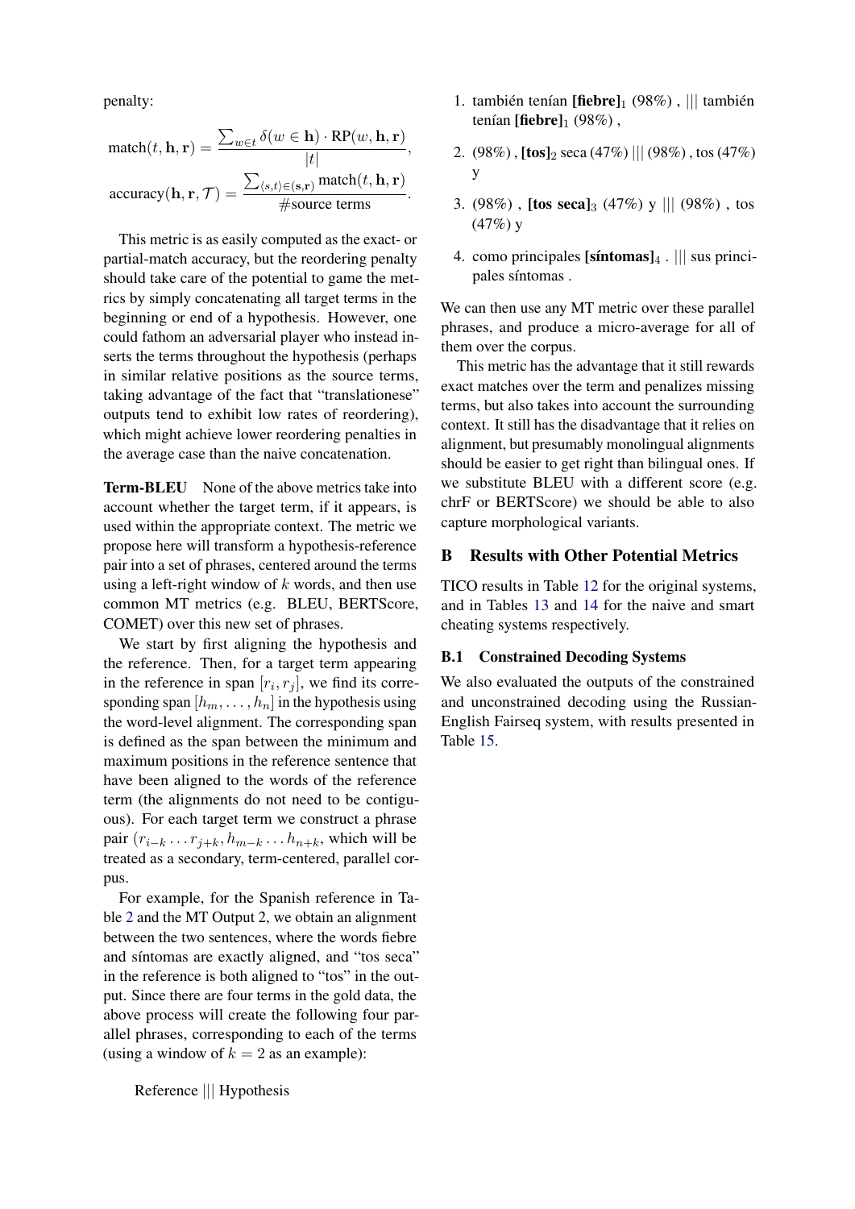penalty:

$$\text{match}(t, \mathbf{h}, \mathbf{r}) = \frac{\sum_{w \in t} \delta(w \in \mathbf{h}) \cdot \text{RP}(w, \mathbf{h}, \mathbf{r})}{|t|},$$

$$\text{accuracy}(\mathbf{h}, \mathbf{r}, \mathcal{T}) = \frac{\sum_{\langle s,t \rangle \in (\mathbf{s}, \mathbf{r})} \text{match}(t, \mathbf{h}, \mathbf{r})}{\#\text{source terms}}.$$

This metric is as easily computed as the exact- or partial-match accuracy, but the reordering penalty should take care of the potential to game the metrics by simply concatenating all target terms in the beginning or end of a hypothesis. However, one could fathom an adversarial player who instead inserts the terms throughout the hypothesis (perhaps in similar relative positions as the source terms, taking advantage of the fact that "translationese" outputs tend to exhibit low rates of reordering), which might achieve lower reordering penalties in the average case than the naive concatenation.

**Term-BLEU** None of the above metrics take into account whether the target term, if it appears, is used within the appropriate context. The metric we propose here will transform a hypothesis-reference pair into a set of phrases, centered around the terms using a left-right window of $k$ words, and then use common MT metrics (e.g. BLEU, BERTScore, COMET) over this new set of phrases.

We start by first aligning the hypothesis and the reference. Then, for a target term appearing in the reference in span $[r_i, r_j]$, we find its corresponding span $[h_m, \ldots, h_n]$ in the hypothesis using the word-level alignment. The corresponding span is defined as the span between the minimum and maximum positions in the reference sentence that have been aligned to the words of the reference term (the alignments do not need to be contiguous). For each target term we construct a phrase pair $(r_{i-k} \ldots r_{j+k}, h_{m-k} \ldots h_{n+k}$, which will be treated as a secondary, term-centered, parallel corpus.

For example, for the Spanish reference in Table 2 and the MT Output 2, we obtain an alignment between the two sentences, where the words fiebre and síntomas are exactly aligned, and "tos seca" in the reference is both aligned to "tos" in the output. Since there are four terms in the gold data, the above process will create the following four parallel phrases, corresponding to each of the terms (using a window of $k = 2$ as an example):

Reference ||| Hypothesis

1. también tenían **[fiebre]**$_1$ (98%) , ||| también tenían **[fiebre]**$_1$ (98%) ,
2. (98%) , **[tos]**$_2$ seca (47%) ||| (98%) , tos (47%) y
3. (98%) , **[tos seca]**$_3$ (47%) y ||| (98%) , tos (47%) y
4. como principales **[síntomas]**$_4$ . ||| sus principales síntomas .

We can then use any MT metric over these parallel phrases, and produce a micro-average for all of them over the corpus.

This metric has the advantage that it still rewards exact matches over the term and penalizes missing terms, but also takes into account the surrounding context. It still has the disadvantage that it relies on alignment, but presumably monolingual alignments should be easier to get right than bilingual ones. If we substitute BLEU with a different score (e.g. chrF or BERTScore) we should be able to also capture morphological variants.

## B Results with Other Potential Metrics

TICO results in Table 12 for the original systems, and in Tables 13 and 14 for the naive and smart cheating systems respectively.

### B.1 Constrained Decoding Systems

We also evaluated the outputs of the constrained and unconstrained decoding using the Russian-English Fairseq system, with results presented in Table 15.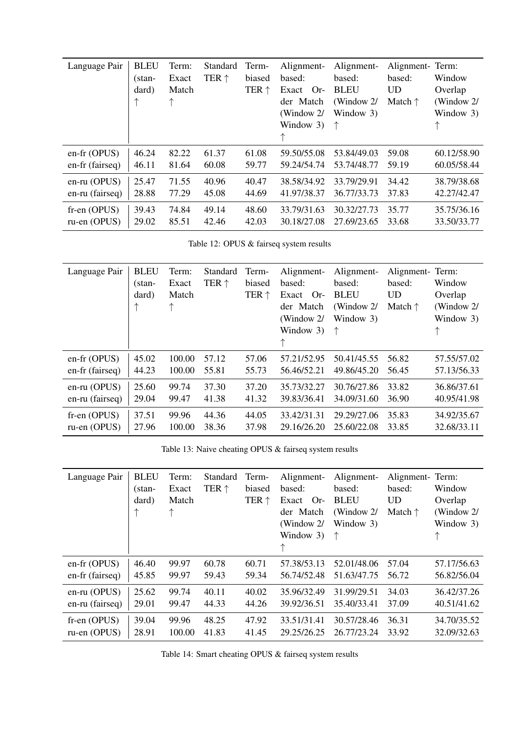| Language Pair | BLEU (standard) ↑ | Term: Exact Match ↑ | Standard TER ↑ | Term-biased TER ↑ | Alignment-based: Exact Order Match (Window 2/ Window 3) ↑ | Alignment-based: BLEU (Window 2/ Window 3) ↑ | Alignment-based: UD Match ↑ | Term: Window Overlap (Window 2/ Window 3) ↑ |
|---|---|---|---|---|---|---|---|---|
| en-fr (OPUS) | 46.24 | 82.22 | 61.37 | 61.08 | 59.50/55.08 | 53.84/49.03 | 59.08 | 60.12/58.90 |
| en-fr (fairseq) | 46.11 | 81.64 | 60.08 | 59.77 | 59.24/54.74 | 53.74/48.77 | 59.19 | 60.05/58.44 |
| en-ru (OPUS) | 25.47 | 71.55 | 40.96 | 40.47 | 38.58/34.92 | 33.79/29.91 | 34.42 | 38.79/38.68 |
| en-ru (fairseq) | 28.88 | 77.29 | 45.08 | 44.69 | 41.97/38.37 | 36.77/33.73 | 37.83 | 42.27/42.47 |
| fr-en (OPUS) | 39.43 | 74.84 | 49.14 | 48.60 | 33.79/31.63 | 30.32/27.73 | 35.77 | 35.75/36.16 |
| ru-en (OPUS) | 29.02 | 85.51 | 42.46 | 42.03 | 30.18/27.08 | 27.69/23.65 | 33.68 | 33.50/33.77 |

Table 12: OPUS & fairseq system results

| Language Pair | BLEU (standard) ↑ | Term: Exact Match ↑ | Standard TER ↑ | Term-biased TER ↑ | Alignment-based: Exact Order Match (Window 2/ Window 3) ↑ | Alignment-based: BLEU (Window 2/ Window 3) ↑ | Alignment-based: UD Match ↑ | Term: Window Overlap (Window 2/ Window 3) ↑ |
|---|---|---|---|---|---|---|---|---|
| en-fr (OPUS) | 45.02 | 100.00 | 57.12 | 57.06 | 57.21/52.95 | 50.41/45.55 | 56.82 | 57.55/57.02 |
| en-fr (fairseq) | 44.23 | 100.00 | 55.81 | 55.73 | 56.46/52.21 | 49.86/45.20 | 56.45 | 57.13/56.33 |
| en-ru (OPUS) | 25.60 | 99.74 | 37.30 | 37.20 | 35.73/32.27 | 30.76/27.86 | 33.82 | 36.86/37.61 |
| en-ru (fairseq) | 29.04 | 99.47 | 41.38 | 41.32 | 39.83/36.41 | 34.09/31.60 | 36.90 | 40.95/41.98 |
| fr-en (OPUS) | 37.51 | 99.96 | 44.36 | 44.05 | 33.42/31.31 | 29.29/27.06 | 35.83 | 34.92/35.67 |
| ru-en (OPUS) | 27.96 | 100.00 | 38.36 | 37.98 | 29.16/26.20 | 25.60/22.08 | 33.85 | 32.68/33.11 |

Table 13: Naive cheating OPUS & fairseq system results

| Language Pair | BLEU (standard) ↑ | Term: Exact Match ↑ | Standard TER ↑ | Term-biased TER ↑ | Alignment-based: Exact Order Match (Window 2/ Window 3) ↑ | Alignment-based: BLEU (Window 2/ Window 3) ↑ | Alignment-based: UD Match ↑ | Term: Window Overlap (Window 2/ Window 3) ↑ |
|---|---|---|---|---|---|---|---|---|
| en-fr (OPUS) | 46.40 | 99.97 | 60.78 | 60.71 | 57.38/53.13 | 52.01/48.06 | 57.04 | 57.17/56.63 |
| en-fr (fairseq) | 45.85 | 99.97 | 59.43 | 59.34 | 56.74/52.48 | 51.63/47.75 | 56.72 | 56.82/56.04 |
| en-ru (OPUS) | 25.62 | 99.74 | 40.11 | 40.02 | 35.96/32.49 | 31.99/29.51 | 34.03 | 36.42/37.26 |
| en-ru (fairseq) | 29.01 | 99.47 | 44.33 | 44.26 | 39.92/36.51 | 35.40/33.41 | 37.09 | 40.51/41.62 |
| fr-en (OPUS) | 39.04 | 99.96 | 48.25 | 47.92 | 33.51/31.41 | 30.57/28.46 | 36.31 | 34.70/35.52 |
| ru-en (OPUS) | 28.91 | 100.00 | 41.83 | 41.45 | 29.25/26.25 | 26.77/23.24 | 33.92 | 32.09/32.63 |

Table 14: Smart cheating OPUS & fairseq system results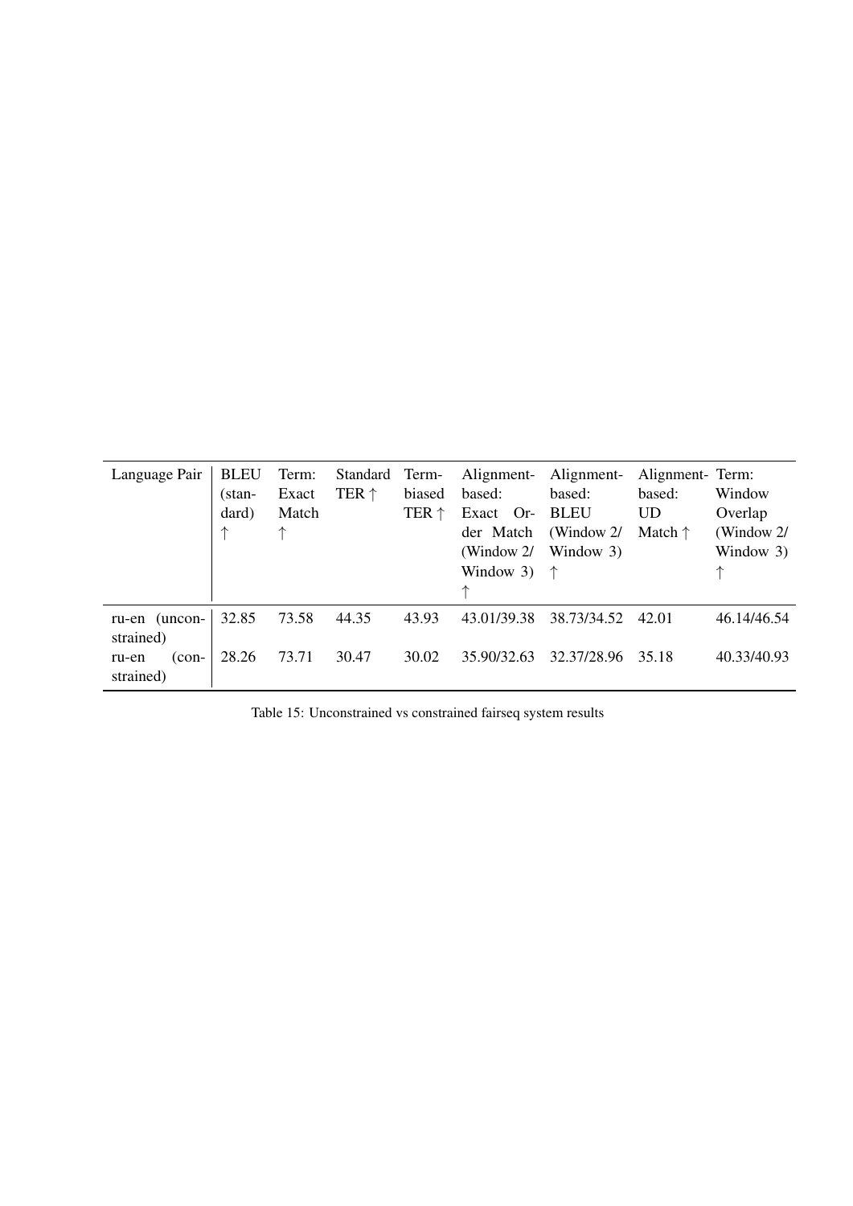| Language Pair | BLEU (standard) ↑ | Term: Exact Match ↑ | Standard TER ↑ | Term-biased TER ↑ | Alignment-based: Exact Order Match (Window 2/ Window 3) ↑ | Alignment-based: BLEU (Window 2/ Window 3) ↑ | Alignment-based: UD Match ↑ | Term: Window Overlap (Window 2/ Window 3) ↑ |
|---|---|---|---|---|---|---|---|---|
| ru-en (unconstrained) | 32.85 | 73.58 | 44.35 | 43.93 | 43.01/39.38 | 38.73/34.52 | 42.01 | 46.14/46.54 |
| ru-en (constrained) | 28.26 | 73.71 | 30.47 | 30.02 | 35.90/32.63 | 32.37/28.96 | 35.18 | 40.33/40.93 |

Table 15: Unconstrained vs constrained fairseq system results